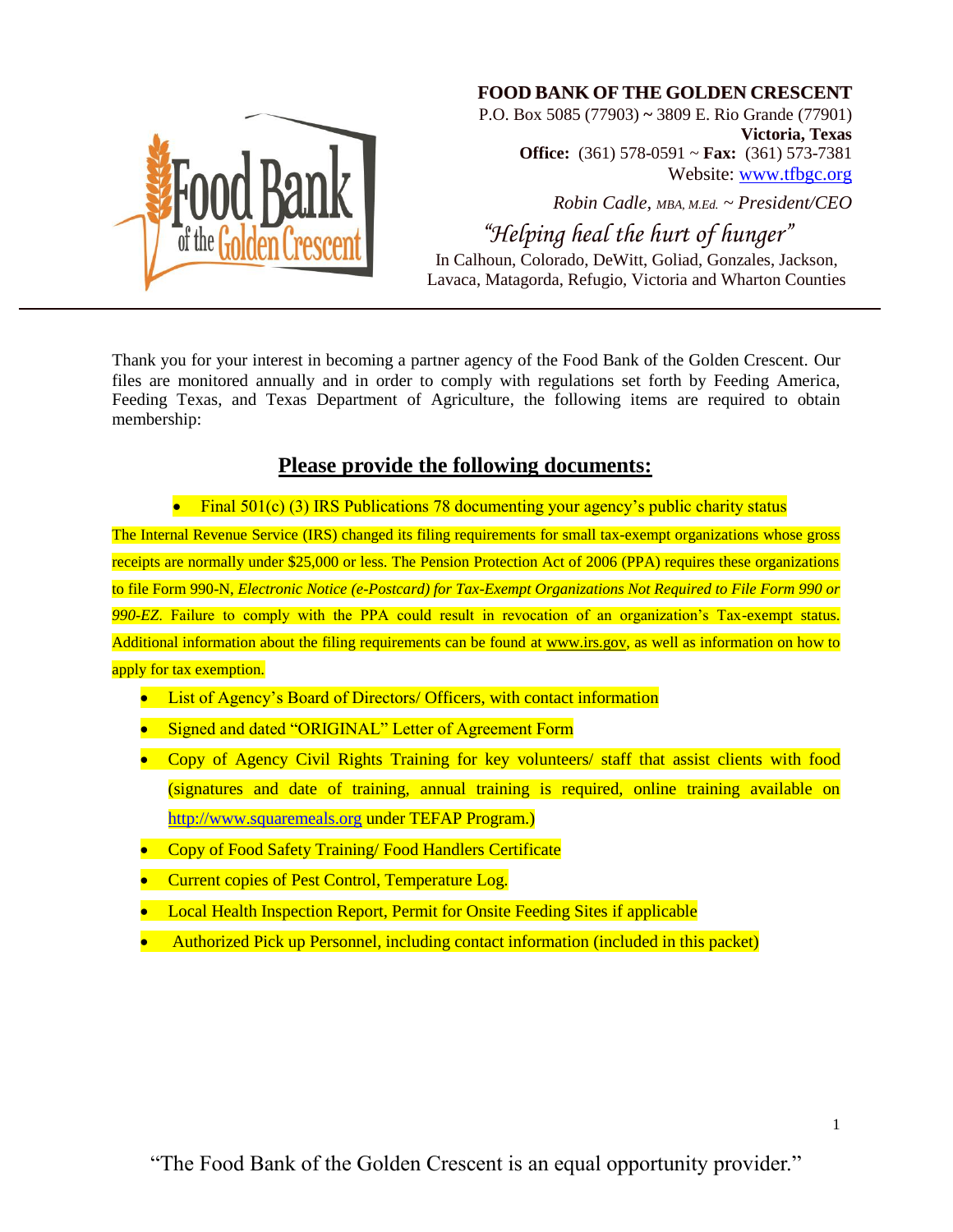**FOOD BANK OF THE GOLDEN CRESCENT**
P.O. Box 5085 (77903) ~ 3809 E. Rio Grande (77901)
**Victoria, Texas**
**Office:** (361) 578-0591 ~ **Fax:** (361) 573-7381
Website: www.tfbgc.org

*Robin Cadle, MBA, M.Ed. ~ President/CEO*

*"Helping heal the hurt of hunger"*
In Calhoun, Colorado, DeWitt, Goliad, Gonzales, Jackson, Lavaca, Matagorda, Refugio, Victoria and Wharton Counties

---

Thank you for your interest in becoming a partner agency of the Food Bank of the Golden Crescent. Our files are monitored annually and in order to comply with regulations set forth by Feeding America, Feeding Texas, and Texas Department of Agriculture, the following items are required to obtain membership:

## Please provide the following documents:

- Final 501(c) (3) IRS Publications 78 documenting your agency's public charity status

The Internal Revenue Service (IRS) changed its filing requirements for small tax-exempt organizations whose gross receipts are normally under $25,000 or less. The Pension Protection Act of 2006 (PPA) requires these organizations to file Form 990-N, *Electronic Notice (e-Postcard) for Tax-Exempt Organizations Not Required to File Form 990 or 990-EZ*. Failure to comply with the PPA could result in revocation of an organization's Tax-exempt status. Additional information about the filing requirements can be found at www.irs.gov, as well as information on how to apply for tax exemption.

- List of Agency's Board of Directors/ Officers, with contact information
- Signed and dated "ORIGINAL" Letter of Agreement Form
- Copy of Agency Civil Rights Training for key volunteers/ staff that assist clients with food (signatures and date of training, annual training is required, online training available on http://www.squaremeals.org under TEFAP Program.)
- Copy of Food Safety Training/ Food Handlers Certificate
- Current copies of Pest Control, Temperature Log.
- Local Health Inspection Report, Permit for Onsite Feeding Sites if applicable
- Authorized Pick up Personnel, including contact information (included in this packet)

"The Food Bank of the Golden Crescent is an equal opportunity provider."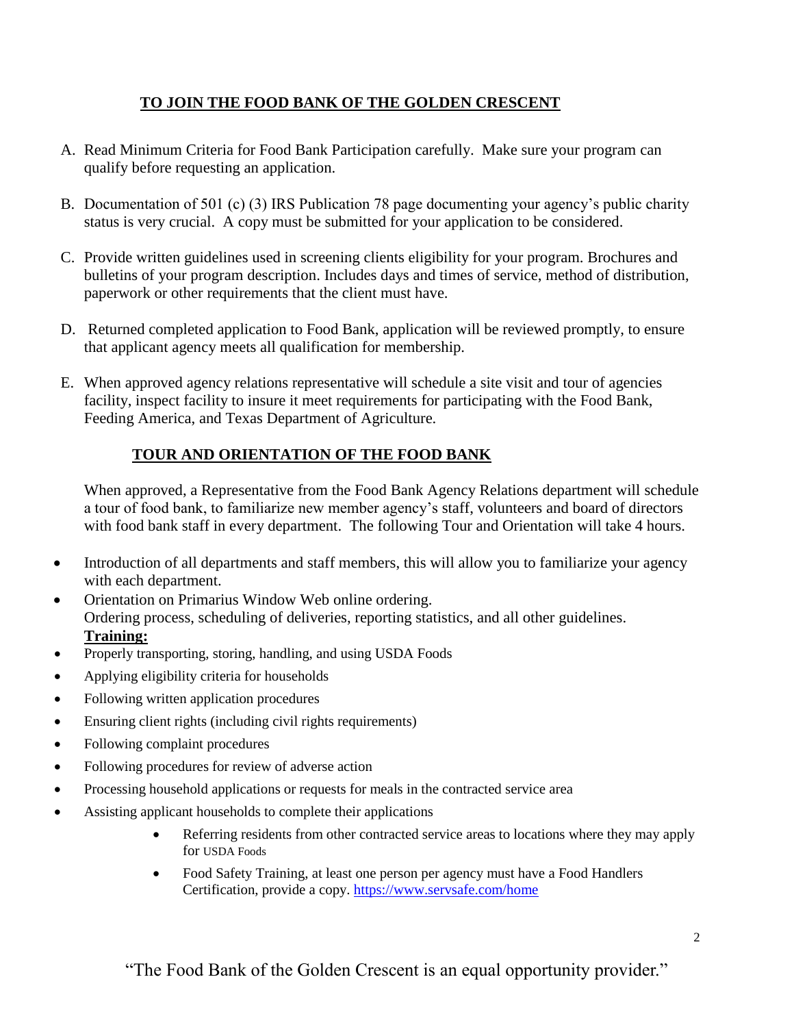## TO JOIN THE FOOD BANK OF THE GOLDEN CRESCENT

A. Read Minimum Criteria for Food Bank Participation carefully. Make sure your program can qualify before requesting an application.

B. Documentation of 501 (c) (3) IRS Publication 78 page documenting your agency's public charity status is very crucial. A copy must be submitted for your application to be considered.

C. Provide written guidelines used in screening clients eligibility for your program. Brochures and bulletins of your program description. Includes days and times of service, method of distribution, paperwork or other requirements that the client must have.

D. Returned completed application to Food Bank, application will be reviewed promptly, to ensure that applicant agency meets all qualification for membership.

E. When approved agency relations representative will schedule a site visit and tour of agencies facility, inspect facility to insure it meet requirements for participating with the Food Bank, Feeding America, and Texas Department of Agriculture.

## TOUR AND ORIENTATION OF THE FOOD BANK

When approved, a Representative from the Food Bank Agency Relations department will schedule a tour of food bank, to familiarize new member agency's staff, volunteers and board of directors with food bank staff in every department. The following Tour and Orientation will take 4 hours.

- Introduction of all departments and staff members, this will allow you to familiarize your agency with each department.
- Orientation on Primarius Window Web online ordering.
  Ordering process, scheduling of deliveries, reporting statistics, and all other guidelines.
  **Training:**
- Properly transporting, storing, handling, and using USDA Foods
- Applying eligibility criteria for households
- Following written application procedures
- Ensuring client rights (including civil rights requirements)
- Following complaint procedures
- Following procedures for review of adverse action
- Processing household applications or requests for meals in the contracted service area
- Assisting applicant households to complete their applications
  - Referring residents from other contracted service areas to locations where they may apply for USDA Foods
  - Food Safety Training, at least one person per agency must have a Food Handlers Certification, provide a copy. https://www.servsafe.com/home

"The Food Bank of the Golden Crescent is an equal opportunity provider."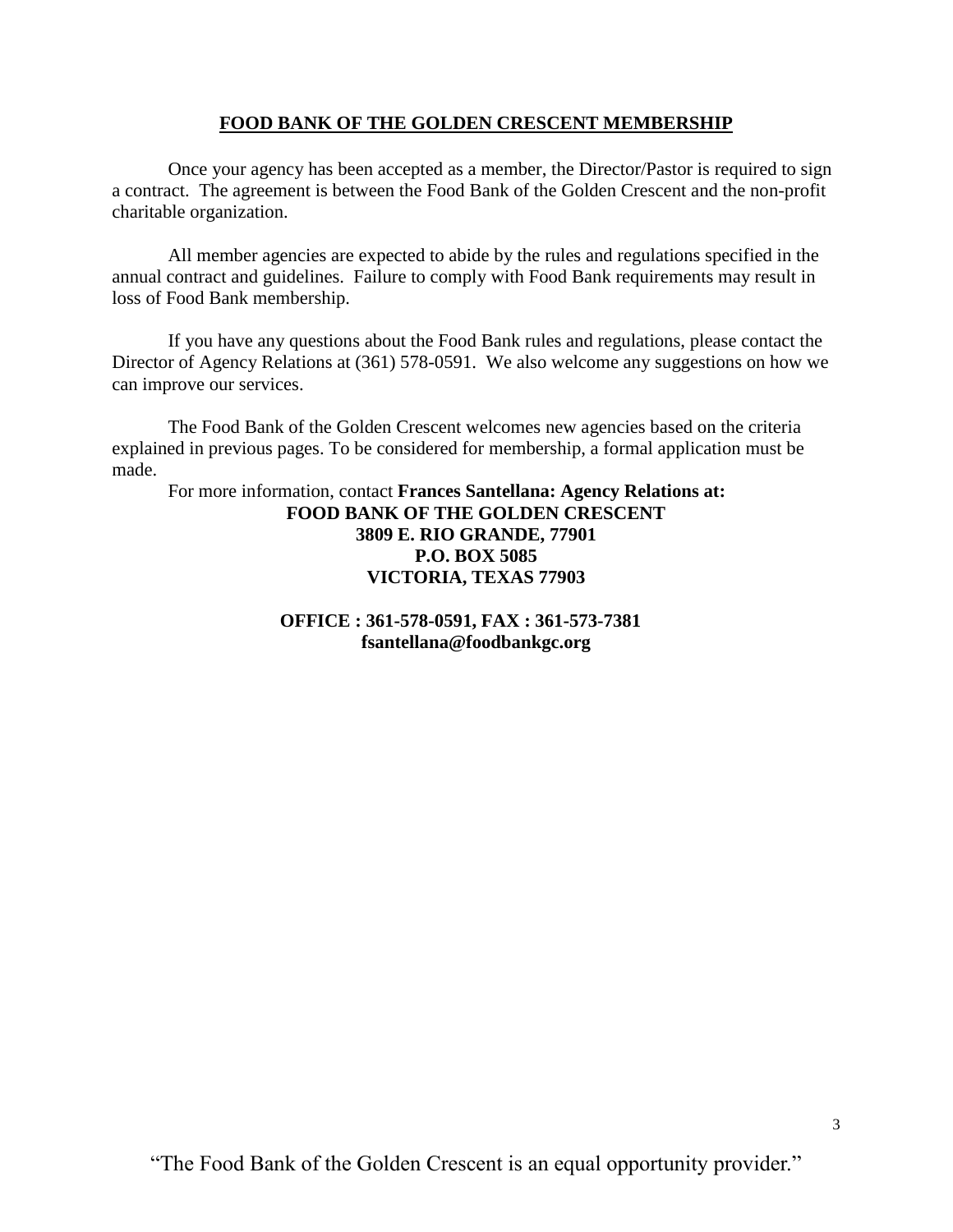## FOOD BANK OF THE GOLDEN CRESCENT MEMBERSHIP

Once your agency has been accepted as a member, the Director/Pastor is required to sign a contract. The agreement is between the Food Bank of the Golden Crescent and the non-profit charitable organization.

All member agencies are expected to abide by the rules and regulations specified in the annual contract and guidelines. Failure to comply with Food Bank requirements may result in loss of Food Bank membership.

If you have any questions about the Food Bank rules and regulations, please contact the Director of Agency Relations at (361) 578-0591. We also welcome any suggestions on how we can improve our services.

The Food Bank of the Golden Crescent welcomes new agencies based on the criteria explained in previous pages. To be considered for membership, a formal application must be made.

For more information, contact **Frances Santellana: Agency Relations at:**

**FOOD BANK OF THE GOLDEN CRESCENT**
**3809 E. RIO GRANDE, 77901**
**P.O. BOX 5085**
**VICTORIA, TEXAS 77903**

**OFFICE : 361-578-0591, FAX : 361-573-7381**
**fsantellana@foodbankgc.org**

"The Food Bank of the Golden Crescent is an equal opportunity provider."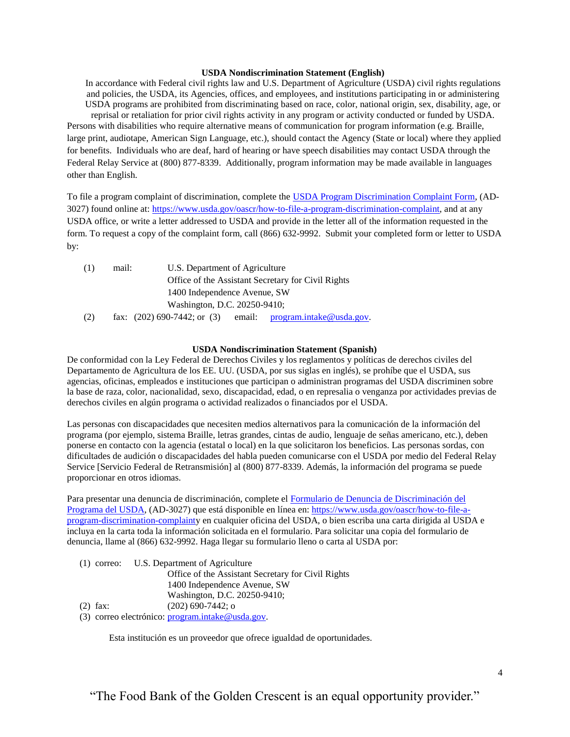### USDA Nondiscrimination Statement (English)

In accordance with Federal civil rights law and U.S. Department of Agriculture (USDA) civil rights regulations and policies, the USDA, its Agencies, offices, and employees, and institutions participating in or administering USDA programs are prohibited from discriminating based on race, color, national origin, sex, disability, age, or reprisal or retaliation for prior civil rights activity in any program or activity conducted or funded by USDA. Persons with disabilities who require alternative means of communication for program information (e.g. Braille, large print, audiotape, American Sign Language, etc.), should contact the Agency (State or local) where they applied for benefits. Individuals who are deaf, hard of hearing or have speech disabilities may contact USDA through the Federal Relay Service at (800) 877-8339. Additionally, program information may be made available in languages other than English.

To file a program complaint of discrimination, complete the [USDA Program Discrimination Complaint Form](https://www.usda.gov/oascr/how-to-file-a-program-discrimination-complaint), (AD-3027) found online at: https://www.usda.gov/oascr/how-to-file-a-program-discrimination-complaint, and at any USDA office, or write a letter addressed to USDA and provide in the letter all of the information requested in the form. To request a copy of the complaint form, call (866) 632-9992. Submit your completed form or letter to USDA by:

(1) mail: U.S. Department of Agriculture
Office of the Assistant Secretary for Civil Rights
1400 Independence Avenue, SW
Washington, D.C. 20250-9410;

(2) fax: (202) 690-7442; or (3) email: program.intake@usda.gov.

### USDA Nondiscrimination Statement (Spanish)

De conformidad con la Ley Federal de Derechos Civiles y los reglamentos y políticas de derechos civiles del Departamento de Agricultura de los EE. UU. (USDA, por sus siglas en inglés), se prohíbe que el USDA, sus agencias, oficinas, empleados e instituciones que participan o administran programas del USDA discriminen sobre la base de raza, color, nacionalidad, sexo, discapacidad, edad, o en represalia o venganza por actividades previas de derechos civiles en algún programa o actividad realizados o financiados por el USDA.

Las personas con discapacidades que necesiten medios alternativos para la comunicación de la información del programa (por ejemplo, sistema Braille, letras grandes, cintas de audio, lenguaje de señas americano, etc.), deben ponerse en contacto con la agencia (estatal o local) en la que solicitaron los beneficios. Las personas sordas, con dificultades de audición o discapacidades del habla pueden comunicarse con el USDA por medio del Federal Relay Service [Servicio Federal de Retransmisión] al (800) 877-8339. Además, la información del programa se puede proporcionar en otros idiomas.

Para presentar una denuncia de discriminación, complete el [Formulario de Denuncia de Discriminación del Programa del USDA](https://www.usda.gov/oascr/how-to-file-a-program-discrimination-complaint), (AD-3027) que está disponible en línea en: https://www.usda.gov/oascr/how-to-file-a-program-discrimination-complainty en cualquier oficina del USDA, o bien escriba una carta dirigida al USDA e incluya en la carta toda la información solicitada en el formulario. Para solicitar una copia del formulario de denuncia, llame al (866) 632-9992. Haga llegar su formulario lleno o carta al USDA por:

(1) correo: U.S. Department of Agriculture
Office of the Assistant Secretary for Civil Rights
1400 Independence Avenue, SW
Washington, D.C. 20250-9410;

(2) fax: (202) 690-7442; o

(3) correo electrónico: program.intake@usda.gov.

Esta institución es un proveedor que ofrece igualdad de oportunidades.

"The Food Bank of the Golden Crescent is an equal opportunity provider."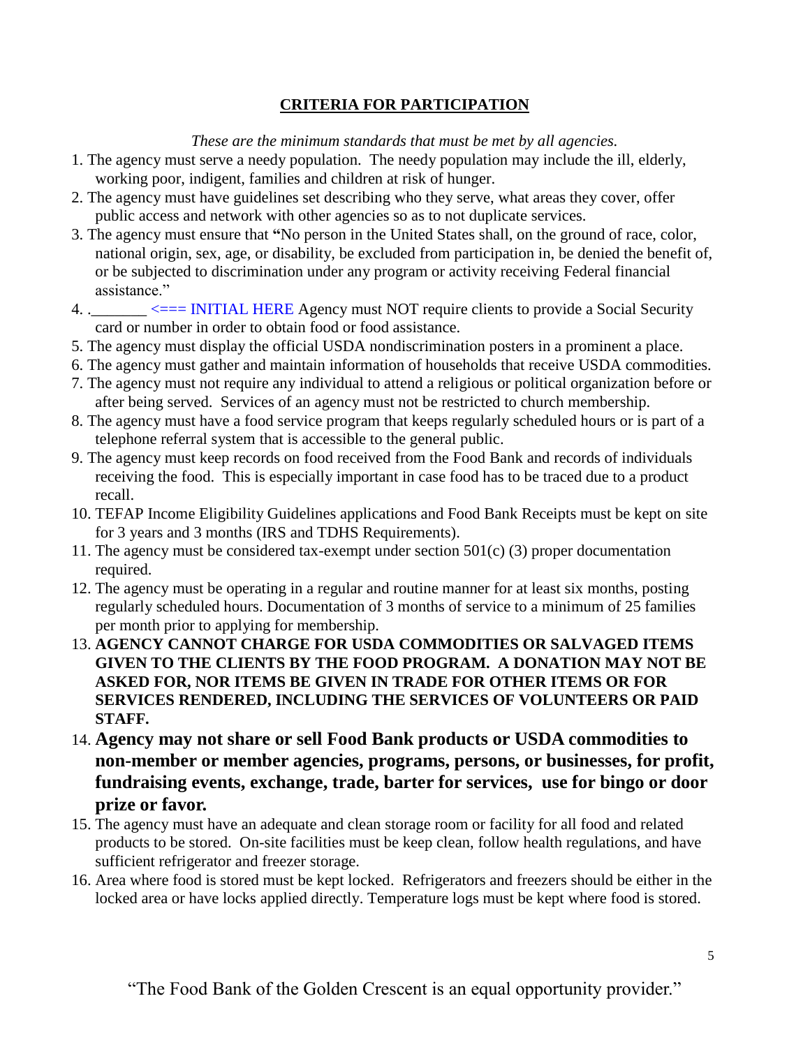## **CRITERIA FOR PARTICIPATION**

*These are the minimum standards that must be met by all agencies.*

1. The agency must serve a needy population. The needy population may include the ill, elderly, working poor, indigent, families and children at risk of hunger.
2. The agency must have guidelines set describing who they serve, what areas they cover, offer public access and network with other agencies so as to not duplicate services.
3. The agency must ensure that **"**No person in the United States shall, on the ground of race, color, national origin, sex, age, or disability, be excluded from participation in, be denied the benefit of, or be subjected to discrimination under any program or activity receiving Federal financial assistance."
4. ._______ <=== INITIAL HERE Agency must NOT require clients to provide a Social Security card or number in order to obtain food or food assistance.
5. The agency must display the official USDA nondiscrimination posters in a prominent a place.
6. The agency must gather and maintain information of households that receive USDA commodities.
7. The agency must not require any individual to attend a religious or political organization before or after being served. Services of an agency must not be restricted to church membership.
8. The agency must have a food service program that keeps regularly scheduled hours or is part of a telephone referral system that is accessible to the general public.
9. The agency must keep records on food received from the Food Bank and records of individuals receiving the food. This is especially important in case food has to be traced due to a product recall.
10. TEFAP Income Eligibility Guidelines applications and Food Bank Receipts must be kept on site for 3 years and 3 months (IRS and TDHS Requirements).
11. The agency must be considered tax-exempt under section 501(c) (3) proper documentation required.
12. The agency must be operating in a regular and routine manner for at least six months, posting regularly scheduled hours. Documentation of 3 months of service to a minimum of 25 families per month prior to applying for membership.
13. **AGENCY CANNOT CHARGE FOR USDA COMMODITIES OR SALVAGED ITEMS GIVEN TO THE CLIENTS BY THE FOOD PROGRAM. A DONATION MAY NOT BE ASKED FOR, NOR ITEMS BE GIVEN IN TRADE FOR OTHER ITEMS OR FOR SERVICES RENDERED, INCLUDING THE SERVICES OF VOLUNTEERS OR PAID STAFF.**
14. **Agency may not share or sell Food Bank products or USDA commodities to non-member or member agencies, programs, persons, or businesses, for profit, fundraising events, exchange, trade, barter for services, use for bingo or door prize or favor.**
15. The agency must have an adequate and clean storage room or facility for all food and related products to be stored. On-site facilities must be keep clean, follow health regulations, and have sufficient refrigerator and freezer storage.
16. Area where food is stored must be kept locked. Refrigerators and freezers should be either in the locked area or have locks applied directly. Temperature logs must be kept where food is stored.

"The Food Bank of the Golden Crescent is an equal opportunity provider."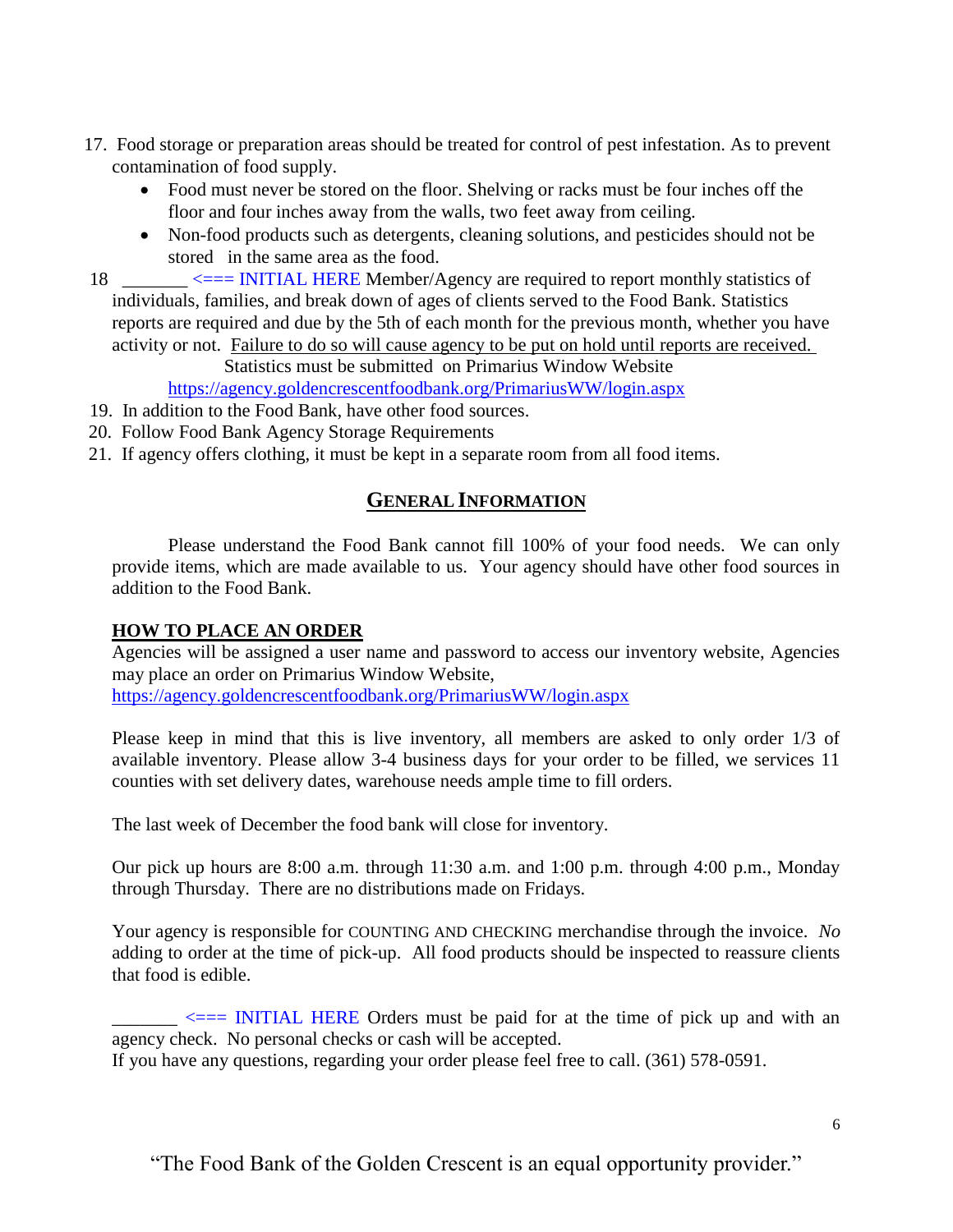17. Food storage or preparation areas should be treated for control of pest infestation. As to prevent contamination of food supply.
    - Food must never be stored on the floor. Shelving or racks must be four inches off the floor and four inches away from the walls, two feet away from ceiling.
    - Non-food products such as detergents, cleaning solutions, and pesticides should not be stored in the same area as the food.
18. _______ <=== INITIAL HERE Member/Agency are required to report monthly statistics of individuals, families, and break down of ages of clients served to the Food Bank. Statistics reports are required and due by the 5th of each month for the previous month, whether you have activity or not. <u>Failure to do so will cause agency to be put on hold until reports are received.</u>
    Statistics must be submitted on Primarius Window Website
    https://agency.goldencrescentfoodbank.org/PrimariusWW/login.aspx
19. In addition to the Food Bank, have other food sources.
20. Follow Food Bank Agency Storage Requirements
21. If agency offers clothing, it must be kept in a separate room from all food items.

## GENERAL INFORMATION

Please understand the Food Bank cannot fill 100% of your food needs. We can only provide items, which are made available to us. Your agency should have other food sources in addition to the Food Bank.

### HOW TO PLACE AN ORDER

Agencies will be assigned a user name and password to access our inventory website, Agencies may place an order on Primarius Window Website,
https://agency.goldencrescentfoodbank.org/PrimariusWW/login.aspx

Please keep in mind that this is live inventory, all members are asked to only order 1/3 of available inventory. Please allow 3-4 business days for your order to be filled, we services 11 counties with set delivery dates, warehouse needs ample time to fill orders.

The last week of December the food bank will close for inventory.

Our pick up hours are 8:00 a.m. through 11:30 a.m. and 1:00 p.m. through 4:00 p.m., Monday through Thursday. There are no distributions made on Fridays.

Your agency is responsible for COUNTING AND CHECKING merchandise through the invoice. *No* adding to order at the time of pick-up. All food products should be inspected to reassure clients that food is edible.

_______ <=== INITIAL HERE Orders must be paid for at the time of pick up and with an agency check. No personal checks or cash will be accepted.
If you have any questions, regarding your order please feel free to call. (361) 578-0591.

"The Food Bank of the Golden Crescent is an equal opportunity provider."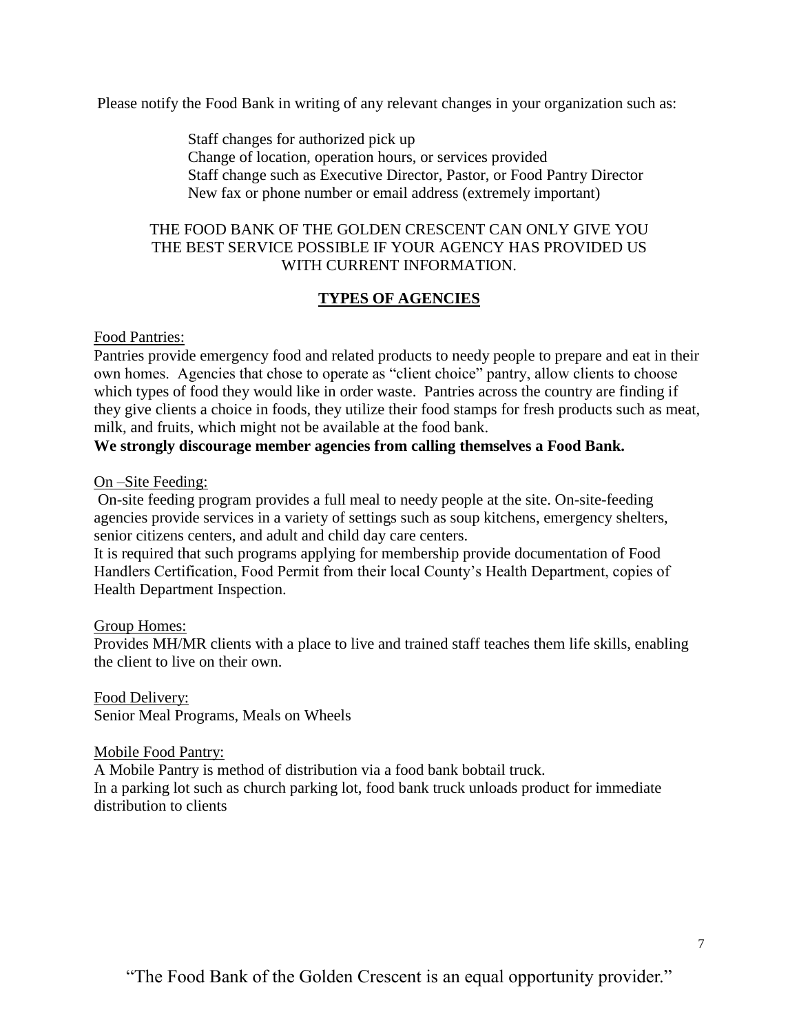Please notify the Food Bank in writing of any relevant changes in your organization such as:

Staff changes for authorized pick up  
Change of location, operation hours, or services provided  
Staff change such as Executive Director, Pastor, or Food Pantry Director  
New fax or phone number or email address (extremely important)

THE FOOD BANK OF THE GOLDEN CRESCENT CAN ONLY GIVE YOU THE BEST SERVICE POSSIBLE IF YOUR AGENCY HAS PROVIDED US WITH CURRENT INFORMATION.

## TYPES OF AGENCIES

Food Pantries:

Pantries provide emergency food and related products to needy people to prepare and eat in their own homes. Agencies that chose to operate as "client choice" pantry, allow clients to choose which types of food they would like in order waste. Pantries across the country are finding if they give clients a choice in foods, they utilize their food stamps for fresh products such as meat, milk, and fruits, which might not be available at the food bank.

**We strongly discourage member agencies from calling themselves a Food Bank.**

On –Site Feeding:

On-site feeding program provides a full meal to needy people at the site. On-site-feeding agencies provide services in a variety of settings such as soup kitchens, emergency shelters, senior citizens centers, and adult and child day care centers.

It is required that such programs applying for membership provide documentation of Food Handlers Certification, Food Permit from their local County's Health Department, copies of Health Department Inspection.

Group Homes:

Provides MH/MR clients with a place to live and trained staff teaches them life skills, enabling the client to live on their own.

Food Delivery:

Senior Meal Programs, Meals on Wheels

Mobile Food Pantry:

A Mobile Pantry is method of distribution via a food bank bobtail truck.

In a parking lot such as church parking lot, food bank truck unloads product for immediate distribution to clients

"The Food Bank of the Golden Crescent is an equal opportunity provider."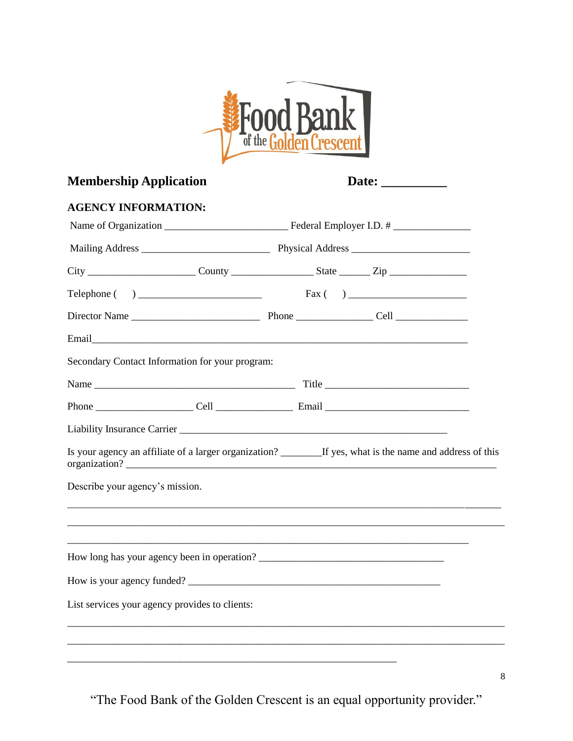Food Bank of the Golden Crescent

**Membership Application** **Date: __________**

**AGENCY INFORMATION:**

Name of Organization ________________________ Federal Employer I.D. # _______________

Mailing Address _________________________ Physical Address _______________________

City ____________________ County ________________ State ______ Zip _______________

Telephone ( ) _______________________ Fax ( ) _______________________

Director Name _________________________ Phone _______________ Cell ______________

Email____________________________________________________________________________

Secondary Contact Information for your program:

Name _______________________________________ Title ____________________________

Phone ___________________ Cell _______________ Email ____________________________

Liability Insurance Carrier ____________________________________________________

Is your agency an affiliate of a larger organization? ________If yes, what is the name and address of this organization? ______________________________________________________________________________

Describe your agency's mission.

______________________________________________________________________________

______________________________________________________________________________

______________________________________________________________________________

How long has your agency been in operation? ___________________________________

How is your agency funded? ________________________________________________

List services your agency provides to clients:

______________________________________________________________________________

______________________________________________________________________________

______________________________________________________________

"The Food Bank of the Golden Crescent is an equal opportunity provider."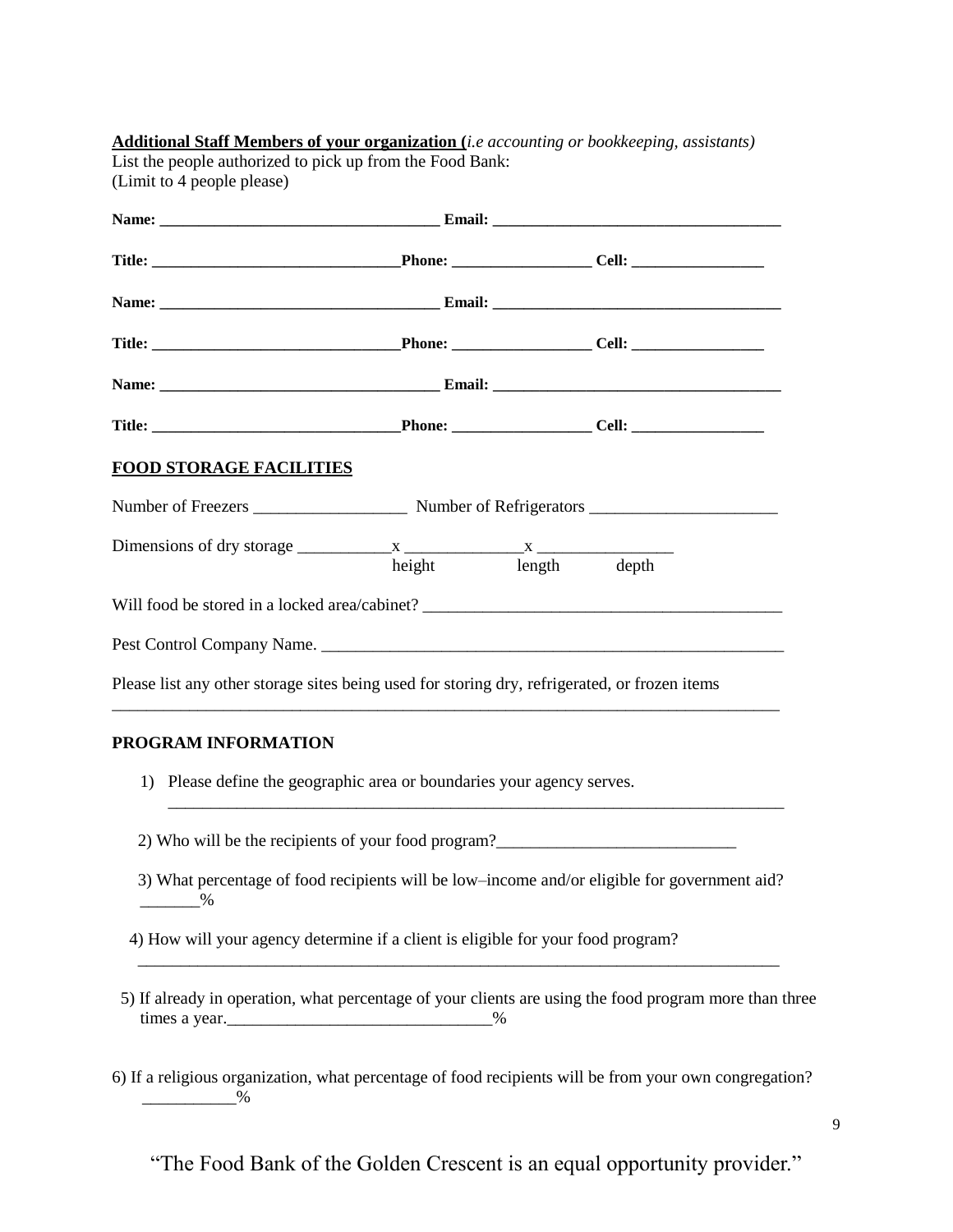**Additional Staff Members of your organization (*i.e accounting or bookkeeping, assistants)***

List the people authorized to pick up from the Food Bank:
(Limit to 4 people please)

**Name: ___________________________________ Email: _____________________________________**

**Title: _______________________________Phone: _________________ Cell: ________________**

**Name: ___________________________________ Email: _____________________________________**

**Title: _______________________________Phone: _________________ Cell: ________________**

**Name: ___________________________________ Email: _____________________________________**

**Title: _______________________________Phone: _________________ Cell: ________________**

**FOOD STORAGE FACILITIES**

Number of Freezers __________________ Number of Refrigerators ______________________

Dimensions of dry storage ___________x ______________x ________________
height length depth

Will food be stored in a locked area/cabinet? __________________________________________

Pest Control Company Name. _______________________________________________________

Please list any other storage sites being used for storing dry, refrigerated, or frozen items
_________________________________________________________________________________

**PROGRAM INFORMATION**

1) Please define the geographic area or boundaries your agency serves.
_________________________________________________________________________________

2) Who will be the recipients of your food program?____________________________

3) What percentage of food recipients will be low–income and/or eligible for government aid? _______%

4) How will your agency determine if a client is eligible for your food program?
_________________________________________________________________________________

5) If already in operation, what percentage of your clients are using the food program more than three times a year._______________________________%

6) If a religious organization, what percentage of food recipients will be from your own congregation? ___________%

"The Food Bank of the Golden Crescent is an equal opportunity provider."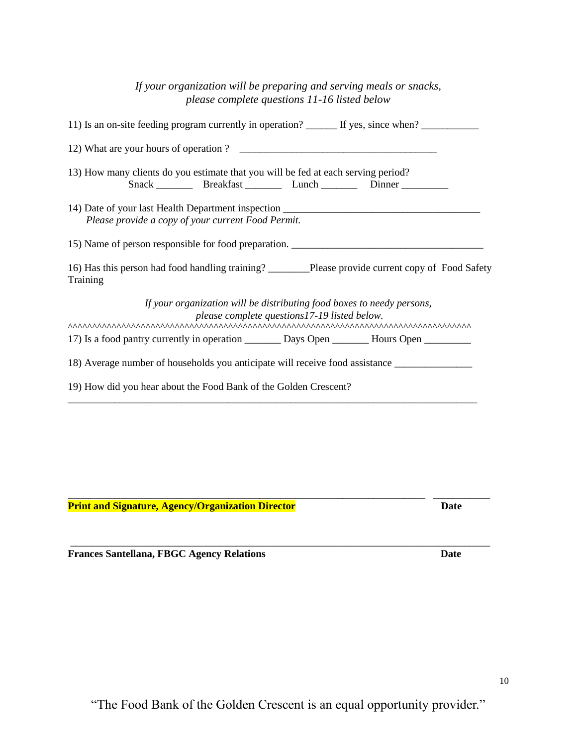*If your organization will be preparing and serving meals or snacks, please complete questions 11-16 listed below*

11) Is an on-site feeding program currently in operation? ______ If yes, since when? ___________

12) What are your hours of operation ? _______________________________________

13) How many clients do you estimate that you will be fed at each serving period?
Snack _______ Breakfast _______ Lunch _______ Dinner _________

14) Date of your last Health Department inspection ______________________________________
*Please provide a copy of your current Food Permit.*

15) Name of person responsible for food preparation. ______________________________________

16) Has this person had food handling training? ________Please provide current copy of Food Safety Training

*If your organization will be distributing food boxes to needy persons, please complete questions17-19 listed below.*

^^^^^^^^^^^^^^^^^^^^^^^^^^^^^^^^^^^^^^^^^^^^^^^^^^^^^^^^^^^^^^^^^^^^^^^^^^^^^^^^^^^^^^^^^^^^

17) Is a food pantry currently in operation _______ Days Open _______ Hours Open _________

18) Average number of households you anticipate will receive food assistance _______________

19) How did you hear about the Food Bank of the Golden Crescent?
_____________________________________________________________________________________

_________________________________________________________________________ ___________
**Print and Signature, Agency/Organization Director** **Date**

_____________________________________________________________________________________
**Frances Santellana, FBGC Agency Relations** **Date**

"The Food Bank of the Golden Crescent is an equal opportunity provider."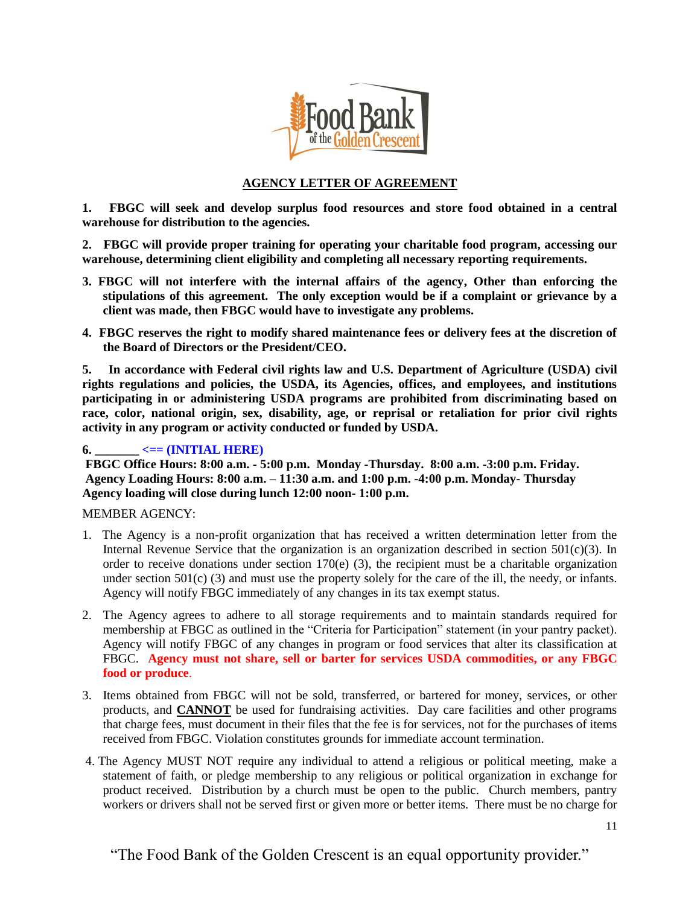## AGENCY LETTER OF AGREEMENT

**1. FBGC will seek and develop surplus food resources and store food obtained in a central warehouse for distribution to the agencies.**

**2. FBGC will provide proper training for operating your charitable food program, accessing our warehouse, determining client eligibility and completing all necessary reporting requirements.**

**3. FBGC will not interfere with the internal affairs of the agency, Other than enforcing the stipulations of this agreement. The only exception would be if a complaint or grievance by a client was made, then FBGC would have to investigate any problems.**

**4. FBGC reserves the right to modify shared maintenance fees or delivery fees at the discretion of the Board of Directors or the President/CEO.**

**5. In accordance with Federal civil rights law and U.S. Department of Agriculture (USDA) civil rights regulations and policies, the USDA, its Agencies, offices, and employees, and institutions participating in or administering USDA programs are prohibited from discriminating based on race, color, national origin, sex, disability, age, or reprisal or retaliation for prior civil rights activity in any program or activity conducted or funded by USDA.**

**6. _______ <== (INITIAL HERE)**
**FBGC Office Hours: 8:00 a.m. - 5:00 p.m. Monday -Thursday. 8:00 a.m. -3:00 p.m. Friday.**
**Agency Loading Hours: 8:00 a.m. – 11:30 a.m. and 1:00 p.m. -4:00 p.m. Monday- Thursday**
**Agency loading will close during lunch 12:00 noon- 1:00 p.m.**

MEMBER AGENCY:

1. The Agency is a non-profit organization that has received a written determination letter from the Internal Revenue Service that the organization is an organization described in section 501(c)(3). In order to receive donations under section 170(e) (3), the recipient must be a charitable organization under section 501(c) (3) and must use the property solely for the care of the ill, the needy, or infants. Agency will notify FBGC immediately of any changes in its tax exempt status.

2. The Agency agrees to adhere to all storage requirements and to maintain standards required for membership at FBGC as outlined in the "Criteria for Participation" statement (in your pantry packet). Agency will notify FBGC of any changes in program or food services that alter its classification at FBGC. **Agency must not share, sell or barter for services USDA commodities, or any FBGC food or produce**.

3. Items obtained from FBGC will not be sold, transferred, or bartered for money, services, or other products, and **CANNOT** be used for fundraising activities. Day care facilities and other programs that charge fees, must document in their files that the fee is for services, not for the purchases of items received from FBGC. Violation constitutes grounds for immediate account termination.

4. The Agency MUST NOT require any individual to attend a religious or political meeting, make a statement of faith, or pledge membership to any religious or political organization in exchange for product received. Distribution by a church must be open to the public. Church members, pantry workers or drivers shall not be served first or given more or better items. There must be no charge for

"The Food Bank of the Golden Crescent is an equal opportunity provider."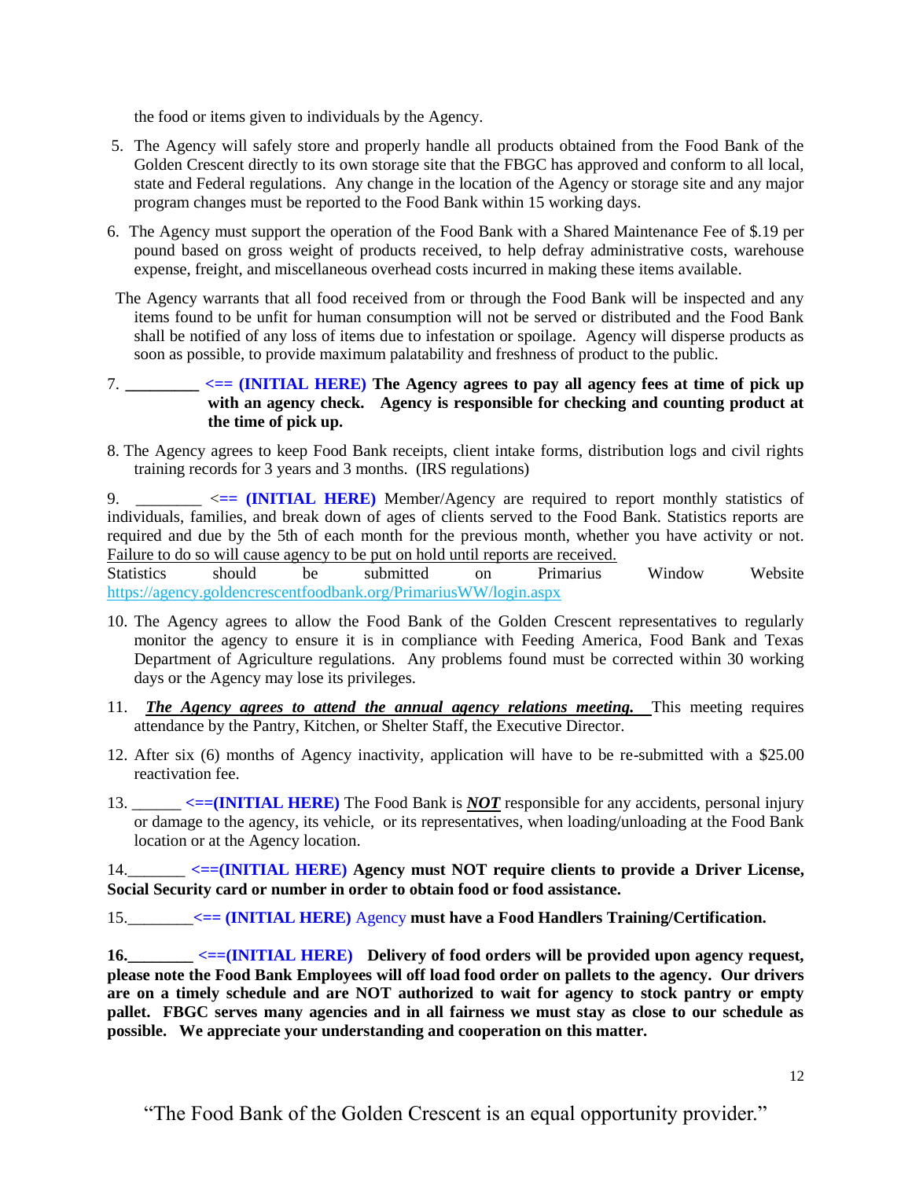the food or items given to individuals by the Agency.

5. The Agency will safely store and properly handle all products obtained from the Food Bank of the Golden Crescent directly to its own storage site that the FBGC has approved and conform to all local, state and Federal regulations. Any change in the location of the Agency or storage site and any major program changes must be reported to the Food Bank within 15 working days.

6. The Agency must support the operation of the Food Bank with a Shared Maintenance Fee of $.19 per pound based on gross weight of products received, to help defray administrative costs, warehouse expense, freight, and miscellaneous overhead costs incurred in making these items available.

The Agency warrants that all food received from or through the Food Bank will be inspected and any items found to be unfit for human consumption will not be served or distributed and the Food Bank shall be notified of any loss of items due to infestation or spoilage. Agency will disperse products as soon as possible, to provide maximum palatability and freshness of product to the public.

7. **_________ <== (INITIAL HERE) The Agency agrees to pay all agency fees at time of pick up with an agency check. Agency is responsible for checking and counting product at the time of pick up.**

8. The Agency agrees to keep Food Bank receipts, client intake forms, distribution logs and civil rights training records for 3 years and 3 months. (IRS regulations)

9. ________ **<== (INITIAL HERE)** Member/Agency are required to report monthly statistics of individuals, families, and break down of ages of clients served to the Food Bank. Statistics reports are required and due by the 5th of each month for the previous month, whether you have activity or not. Failure to do so will cause agency to be put on hold until reports are received.
Statistics should be submitted on Primarius Window Website https://agency.goldencrescentfoodbank.org/PrimariusWW/login.aspx

10. The Agency agrees to allow the Food Bank of the Golden Crescent representatives to regularly monitor the agency to ensure it is in compliance with Feeding America, Food Bank and Texas Department of Agriculture regulations. Any problems found must be corrected within 30 working days or the Agency may lose its privileges.

11. ***The Agency agrees to attend the annual agency relations meeting.*** This meeting requires attendance by the Pantry, Kitchen, or Shelter Staff, the Executive Director.

12. After six (6) months of Agency inactivity, application will have to be re-submitted with a $25.00 reactivation fee.

13. ______ **<==(INITIAL HERE)** The Food Bank is ***NOT*** responsible for any accidents, personal injury or damage to the agency, its vehicle, or its representatives, when loading/unloading at the Food Bank location or at the Agency location.

14._______ **<==(INITIAL HERE) Agency must NOT require clients to provide a Driver License, Social Security card or number in order to obtain food or food assistance.**

15.________**<== (INITIAL HERE)** Agency **must have a Food Handlers Training/Certification.**

**16.________ <==(INITIAL HERE) Delivery of food orders will be provided upon agency request, please note the Food Bank Employees will off load food order on pallets to the agency. Our drivers are on a timely schedule and are NOT authorized to wait for agency to stock pantry or empty pallet. FBGC serves many agencies and in all fairness we must stay as close to our schedule as possible. We appreciate your understanding and cooperation on this matter.**

"The Food Bank of the Golden Crescent is an equal opportunity provider."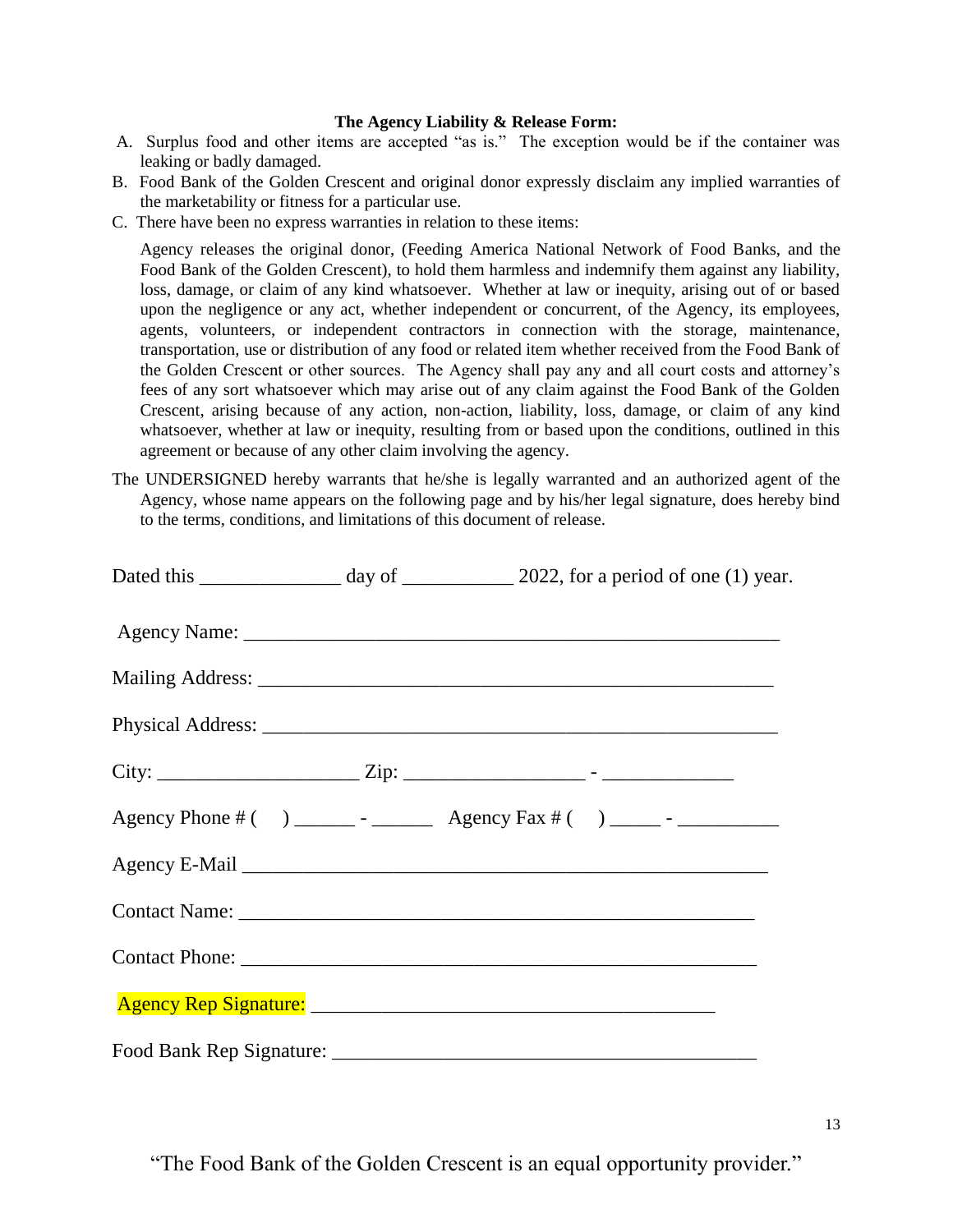**The Agency Liability & Release Form:**

A. Surplus food and other items are accepted "as is." The exception would be if the container was leaking or badly damaged.

B. Food Bank of the Golden Crescent and original donor expressly disclaim any implied warranties of the marketability or fitness for a particular use.

C. There have been no express warranties in relation to these items:

Agency releases the original donor, (Feeding America National Network of Food Banks, and the Food Bank of the Golden Crescent), to hold them harmless and indemnify them against any liability, loss, damage, or claim of any kind whatsoever. Whether at law or inequity, arising out of or based upon the negligence or any act, whether independent or concurrent, of the Agency, its employees, agents, volunteers, or independent contractors in connection with the storage, maintenance, transportation, use or distribution of any food or related item whether received from the Food Bank of the Golden Crescent or other sources. The Agency shall pay any and all court costs and attorney's fees of any sort whatsoever which may arise out of any claim against the Food Bank of the Golden Crescent, arising because of any action, non-action, liability, loss, damage, or claim of any kind whatsoever, whether at law or inequity, resulting from or based upon the conditions, outlined in this agreement or because of any other claim involving the agency.

The UNDERSIGNED hereby warrants that he/she is legally warranted and an authorized agent of the Agency, whose name appears on the following page and by his/her legal signature, does hereby bind to the terms, conditions, and limitations of this document of release.

Dated this ______________ day of ___________ 2022, for a period of one (1) year.

Agency Name: ______________________________________________________

Mailing Address: ____________________________________________________

Physical Address: ____________________________________________________

City: ____________________ Zip: _________________ - _____________

Agency Phone # (   ) ______ - ______   Agency Fax # (   ) _____ - __________

Agency E-Mail ______________________________________________________

Contact Name: _____________________________________________________

Contact Phone: _____________________________________________________

Agency Rep Signature: ________________________________________

Food Bank Rep Signature: __________________________________________

"The Food Bank of the Golden Crescent is an equal opportunity provider."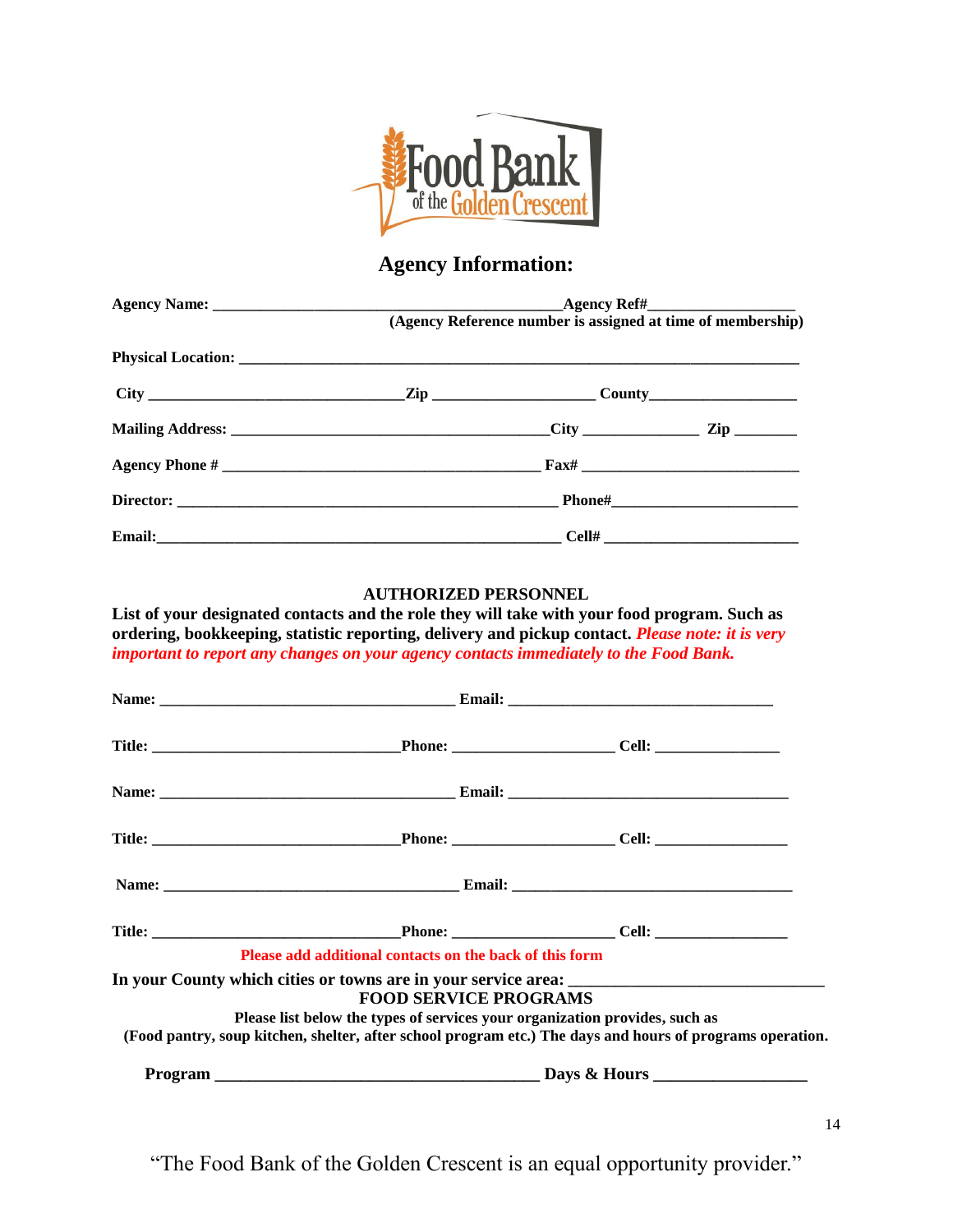# Agency Information:

**Agency Name:** ______________________________________________ **Agency Ref#** __________________
**(Agency Reference number is assigned at time of membership)**

**Physical Location:** ___________________________________________________________________________

**City** ________________________________ **Zip** ____________________ **County** __________________

**Mailing Address:** ________________________________________ **City** ______________ **Zip** ________

**Agency Phone #** ________________________________________ **Fax#** ___________________________

**Director:** ________________________________________________ **Phone#** _______________________

**Email:** ____________________________________________________ **Cell#** ________________________

## AUTHORIZED PERSONNEL

**List of your designated contacts and the role they will take with your food program. Such as ordering, bookkeeping, statistic reporting, delivery and pickup contact.** ***Please note: it is very important to report any changes on your agency contacts immediately to the Food Bank.***

**Name:** ______________________________________ **Email:** __________________________________

**Title:** ________________________________ **Phone:** ____________________ **Cell:** ________________

**Name:** ______________________________________ **Email:** ____________________________________

**Title:** ________________________________ **Phone:** ____________________ **Cell:** _________________

**Name:** ______________________________________ **Email:** ____________________________________

**Title:** ________________________________ **Phone:** ____________________ **Cell:** _________________

**Please add additional contacts on the back of this form**

**In your County which cities or towns are in your service area:** ______________________________

## FOOD SERVICE PROGRAMS

**Please list below the types of services your organization provides, such as (Food pantry, soup kitchen, shelter, after school program etc.) The days and hours of programs operation.**

**Program** ________________________________________ **Days & Hours** __________________

"The Food Bank of the Golden Crescent is an equal opportunity provider."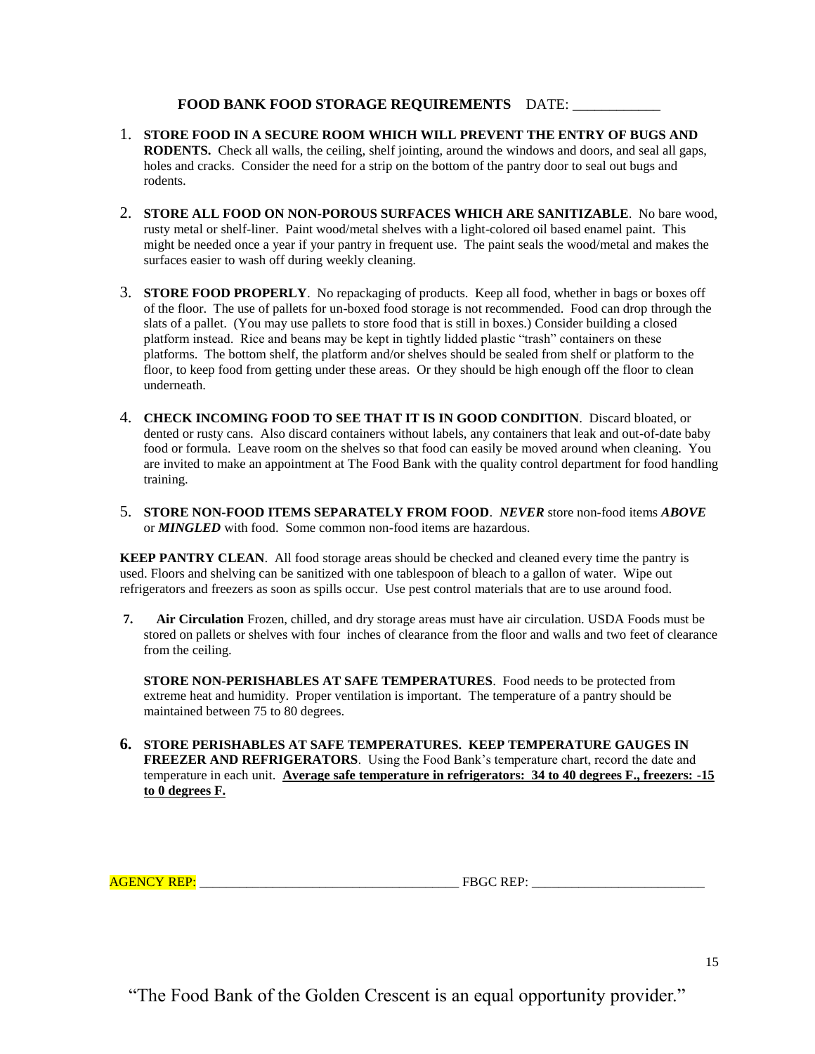## FOOD BANK FOOD STORAGE REQUIREMENTS DATE: ____________

1. **STORE FOOD IN A SECURE ROOM WHICH WILL PREVENT THE ENTRY OF BUGS AND RODENTS.** Check all walls, the ceiling, shelf jointing, around the windows and doors, and seal all gaps, holes and cracks. Consider the need for a strip on the bottom of the pantry door to seal out bugs and rodents.

2. **STORE ALL FOOD ON NON-POROUS SURFACES WHICH ARE SANITIZABLE**. No bare wood, rusty metal or shelf-liner. Paint wood/metal shelves with a light-colored oil based enamel paint. This might be needed once a year if your pantry in frequent use. The paint seals the wood/metal and makes the surfaces easier to wash off during weekly cleaning.

3. **STORE FOOD PROPERLY**. No repackaging of products. Keep all food, whether in bags or boxes off of the floor. The use of pallets for un-boxed food storage is not recommended. Food can drop through the slats of a pallet. (You may use pallets to store food that is still in boxes.) Consider building a closed platform instead. Rice and beans may be kept in tightly lidded plastic "trash" containers on these platforms. The bottom shelf, the platform and/or shelves should be sealed from shelf or platform to the floor, to keep food from getting under these areas. Or they should be high enough off the floor to clean underneath.

4. **CHECK INCOMING FOOD TO SEE THAT IT IS IN GOOD CONDITION**. Discard bloated, or dented or rusty cans. Also discard containers without labels, any containers that leak and out-of-date baby food or formula. Leave room on the shelves so that food can easily be moved around when cleaning. You are invited to make an appointment at The Food Bank with the quality control department for food handling training.

5. **STORE NON-FOOD ITEMS SEPARATELY FROM FOOD**. ***NEVER*** store non-food items ***ABOVE*** or ***MINGLED*** with food. Some common non-food items are hazardous.

**KEEP PANTRY CLEAN**. All food storage areas should be checked and cleaned every time the pantry is used. Floors and shelving can be sanitized with one tablespoon of bleach to a gallon of water. Wipe out refrigerators and freezers as soon as spills occur. Use pest control materials that are to use around food.

**7. Air Circulation** Frozen, chilled, and dry storage areas must have air circulation. USDA Foods must be stored on pallets or shelves with four inches of clearance from the floor and walls and two feet of clearance from the ceiling.

**STORE NON-PERISHABLES AT SAFE TEMPERATURES**. Food needs to be protected from extreme heat and humidity. Proper ventilation is important. The temperature of a pantry should be maintained between 75 to 80 degrees.

**6. STORE PERISHABLES AT SAFE TEMPERATURES. KEEP TEMPERATURE GAUGES IN FREEZER AND REFRIGERATORS**. Using the Food Bank's temperature chart, record the date and temperature in each unit. **Average safe temperature in refrigerators: 34 to 40 degrees F., freezers: -15 to 0 degrees F.**

AGENCY REP: ______________________________________ FBGC REP: _________________________

"The Food Bank of the Golden Crescent is an equal opportunity provider."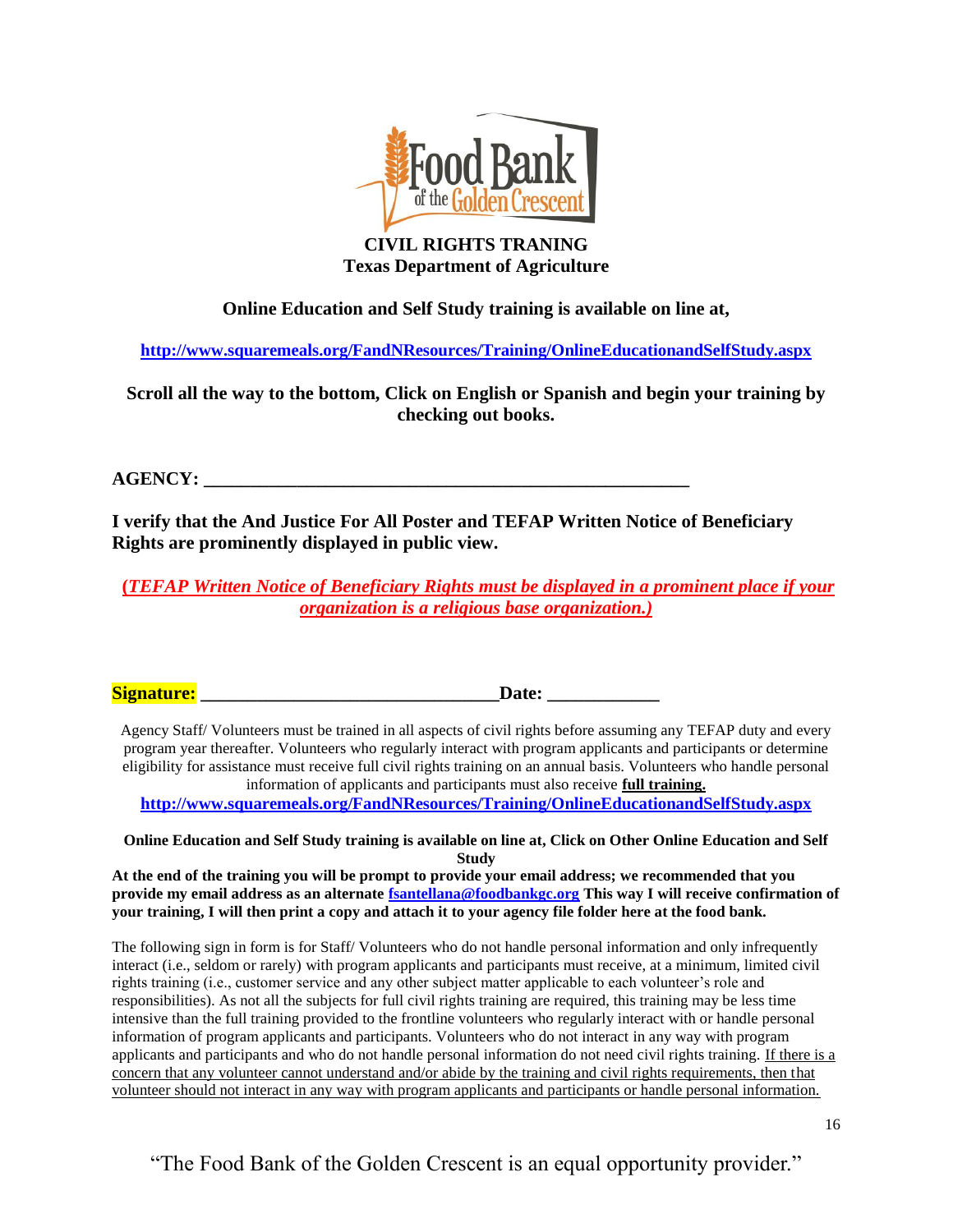**CIVIL RIGHTS TRANING**
**Texas Department of Agriculture**

**Online Education and Self Study training is available on line at,**

**http://www.squaremeals.org/FandNResources/Training/OnlineEducationandSelfStudy.aspx**

**Scroll all the way to the bottom, Click on English or Spanish and begin your training by checking out books.**

**AGENCY: ______________________________________________________**

**I verify that the And Justice For All Poster and TEFAP Written Notice of Beneficiary Rights are prominently displayed in public view.**

***(TEFAP Written Notice of Beneficiary Rights must be displayed in a prominent place if your organization is a religious base organization.)***

**Signature: _________________________________Date: ____________**

Agency Staff/ Volunteers must be trained in all aspects of civil rights before assuming any TEFAP duty and every program year thereafter. Volunteers who regularly interact with program applicants and participants or determine eligibility for assistance must receive full civil rights training on an annual basis. Volunteers who handle personal information of applicants and participants must also receive **full training.**
**http://www.squaremeals.org/FandNResources/Training/OnlineEducationandSelfStudy.aspx**

**Online Education and Self Study training is available on line at, Click on Other Online Education and Self Study**

**At the end of the training you will be prompt to provide your email address; we recommended that you provide my email address as an alternate fsantellana@foodbankgc.org This way I will receive confirmation of your training, I will then print a copy and attach it to your agency file folder here at the food bank.**

The following sign in form is for Staff/ Volunteers who do not handle personal information and only infrequently interact (i.e., seldom or rarely) with program applicants and participants must receive, at a minimum, limited civil rights training (i.e., customer service and any other subject matter applicable to each volunteer's role and responsibilities). As not all the subjects for full civil rights training are required, this training may be less time intensive than the full training provided to the frontline volunteers who regularly interact with or handle personal information of program applicants and participants. Volunteers who do not interact in any way with program applicants and participants and who do not handle personal information do not need civil rights training. If there is a concern that any volunteer cannot understand and/or abide by the training and civil rights requirements, then that volunteer should not interact in any way with program applicants and participants or handle personal information.

"The Food Bank of the Golden Crescent is an equal opportunity provider."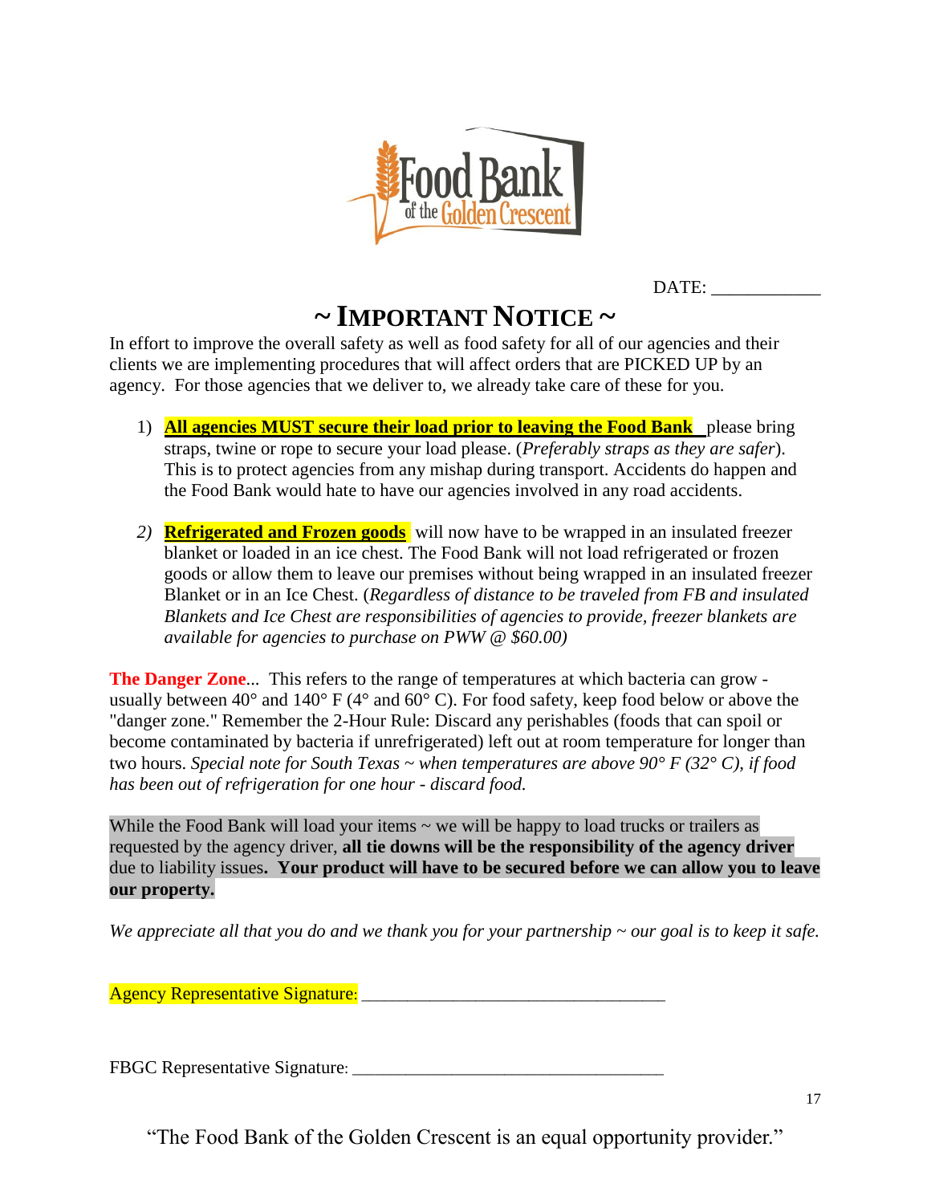DATE: ___________

# ~ IMPORTANT NOTICE ~

In effort to improve the overall safety as well as food safety for all of our agencies and their clients we are implementing procedures that will affect orders that are PICKED UP by an agency. For those agencies that we deliver to, we already take care of these for you.

1) **All agencies MUST secure their load prior to leaving the Food Bank** please bring straps, twine or rope to secure your load please. (*Preferably straps as they are safer*). This is to protect agencies from any mishap during transport. Accidents do happen and the Food Bank would hate to have our agencies involved in any road accidents.

2) **Refrigerated and Frozen goods** will now have to be wrapped in an insulated freezer blanket or loaded in an ice chest. The Food Bank will not load refrigerated or frozen goods or allow them to leave our premises without being wrapped in an insulated freezer Blanket or in an Ice Chest. (*Regardless of distance to be traveled from FB and insulated Blankets and Ice Chest are responsibilities of agencies to provide, freezer blankets are available for agencies to purchase on PWW @ $60.00)*

**The Danger Zone**... This refers to the range of temperatures at which bacteria can grow - usually between 40° and 140° F (4° and 60° C). For food safety, keep food below or above the "danger zone." Remember the 2-Hour Rule: Discard any perishables (foods that can spoil or become contaminated by bacteria if unrefrigerated) left out at room temperature for longer than two hours. *Special note for South Texas ~ when temperatures are above 90° F (32° C), if food has been out of refrigeration for one hour - discard food.*

While the Food Bank will load your items ~ we will be happy to load trucks or trailers as requested by the agency driver, **all tie downs will be the responsibility of the agency driver** due to liability issues**. Your product will have to be secured before we can allow you to leave our property.**

*We appreciate all that you do and we thank you for your partnership ~ our goal is to keep it safe.*

Agency Representative Signature: _________________________________

FBGC Representative Signature: _________________________________

"The Food Bank of the Golden Crescent is an equal opportunity provider."